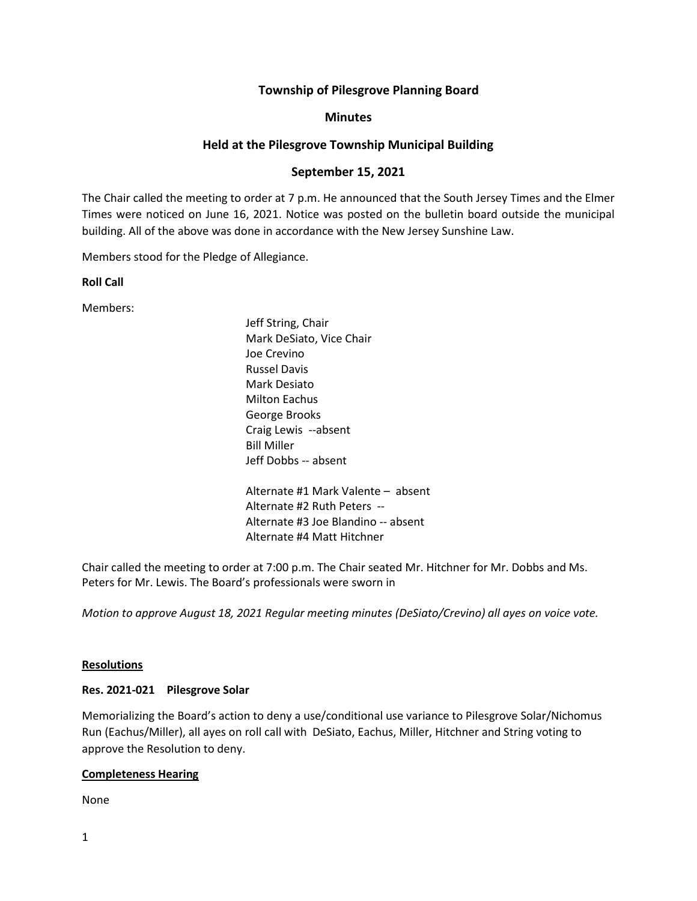# Township of Pilesgrove Planning Board

## Minutes

## Held at the Pilesgrove Township Municipal Building

## September 15, 2021

The Chair called the meeting to order at 7 p.m. He announced that the South Jersey Times and the Elmer Times were noticed on June 16, 2021. Notice was posted on the bulletin board outside the municipal building. All of the above was done in accordance with the New Jersey Sunshine Law.

Members stood for the Pledge of Allegiance.

**Roll Call**

Members:

Jeff String, Chair
Mark DeSiato, Vice Chair
Joe Crevino
Russel Davis
Mark Desiato
Milton Eachus
George Brooks
Craig Lewis --absent
Bill Miller
Jeff Dobbs -- absent

Alternate #1 Mark Valente – absent
Alternate #2 Ruth Peters --
Alternate #3 Joe Blandino -- absent
Alternate #4 Matt Hitchner

Chair called the meeting to order at 7:00 p.m. The Chair seated Mr. Hitchner for Mr. Dobbs and Ms. Peters for Mr. Lewis. The Board's professionals were sworn in

*Motion to approve August 18, 2021 Regular meeting minutes (DeSiato/Crevino) all ayes on voice vote.*

**Resolutions**

**Res. 2021-021 Pilesgrove Solar**

Memorializing the Board's action to deny a use/conditional use variance to Pilesgrove Solar/Nichomus Run (Eachus/Miller), all ayes on roll call with DeSiato, Eachus, Miller, Hitchner and String voting to approve the Resolution to deny.

**Completeness Hearing**

None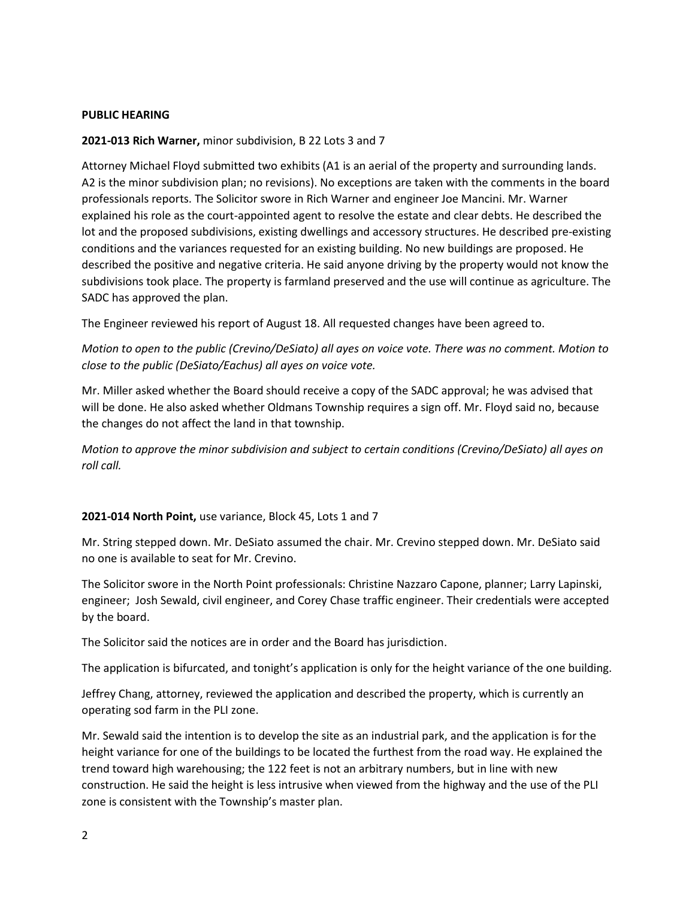**PUBLIC HEARING**

**2021-013 Rich Warner,** minor subdivision, B 22 Lots 3 and 7

Attorney Michael Floyd submitted two exhibits (A1 is an aerial of the property and surrounding lands. A2 is the minor subdivision plan; no revisions). No exceptions are taken with the comments in the board professionals reports. The Solicitor swore in Rich Warner and engineer Joe Mancini. Mr. Warner explained his role as the court-appointed agent to resolve the estate and clear debts. He described the lot and the proposed subdivisions, existing dwellings and accessory structures. He described pre-existing conditions and the variances requested for an existing building. No new buildings are proposed. He described the positive and negative criteria. He said anyone driving by the property would not know the subdivisions took place. The property is farmland preserved and the use will continue as agriculture. The SADC has approved the plan.

The Engineer reviewed his report of August 18. All requested changes have been agreed to.

*Motion to open to the public (Crevino/DeSiato) all ayes on voice vote. There was no comment. Motion to close to the public (DeSiato/Eachus) all ayes on voice vote.*

Mr. Miller asked whether the Board should receive a copy of the SADC approval; he was advised that will be done. He also asked whether Oldmans Township requires a sign off. Mr. Floyd said no, because the changes do not affect the land in that township.

*Motion to approve the minor subdivision and subject to certain conditions (Crevino/DeSiato) all ayes on roll call.*

**2021-014 North Point,** use variance, Block 45, Lots 1 and 7

Mr. String stepped down. Mr. DeSiato assumed the chair. Mr. Crevino stepped down. Mr. DeSiato said no one is available to seat for Mr. Crevino.

The Solicitor swore in the North Point professionals: Christine Nazzaro Capone, planner; Larry Lapinski, engineer; Josh Sewald, civil engineer, and Corey Chase traffic engineer. Their credentials were accepted by the board.

The Solicitor said the notices are in order and the Board has jurisdiction.

The application is bifurcated, and tonight's application is only for the height variance of the one building.

Jeffrey Chang, attorney, reviewed the application and described the property, which is currently an operating sod farm in the PLI zone.

Mr. Sewald said the intention is to develop the site as an industrial park, and the application is for the height variance for one of the buildings to be located the furthest from the road way. He explained the trend toward high warehousing; the 122 feet is not an arbitrary numbers, but in line with new construction. He said the height is less intrusive when viewed from the highway and the use of the PLI zone is consistent with the Township's master plan.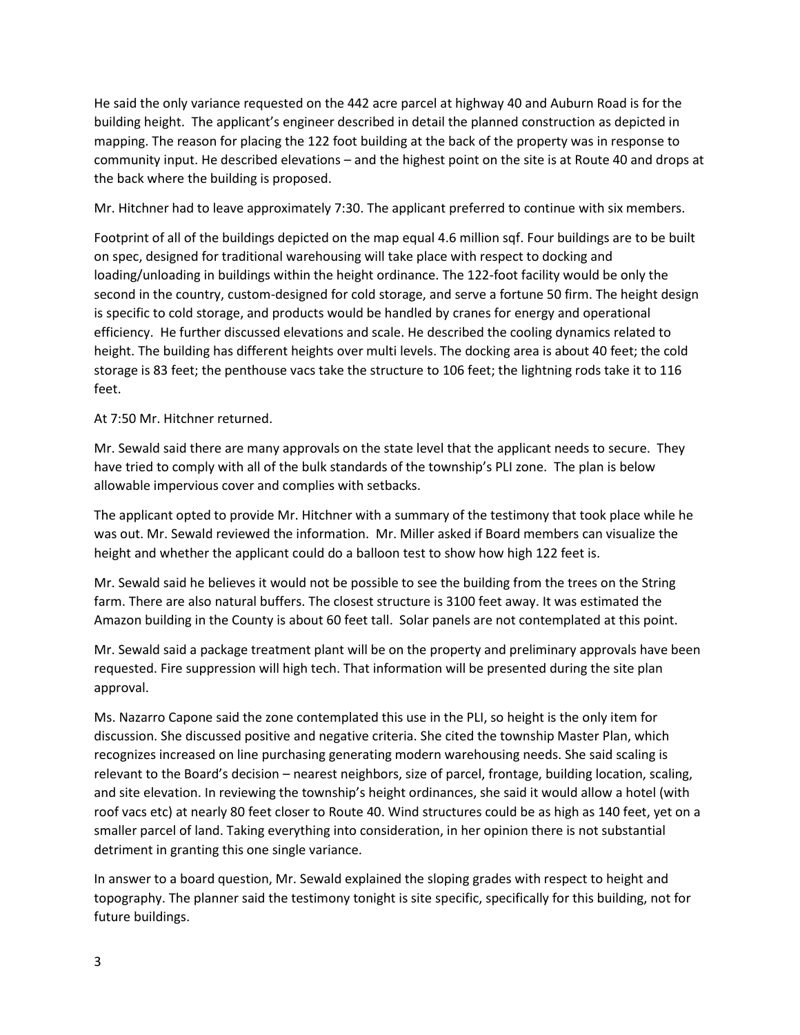He said the only variance requested on the 442 acre parcel at highway 40 and Auburn Road is for the building height. The applicant's engineer described in detail the planned construction as depicted in mapping. The reason for placing the 122 foot building at the back of the property was in response to community input. He described elevations – and the highest point on the site is at Route 40 and drops at the back where the building is proposed.

Mr. Hitchner had to leave approximately 7:30. The applicant preferred to continue with six members.

Footprint of all of the buildings depicted on the map equal 4.6 million sqf. Four buildings are to be built on spec, designed for traditional warehousing will take place with respect to docking and loading/unloading in buildings within the height ordinance. The 122-foot facility would be only the second in the country, custom-designed for cold storage, and serve a fortune 50 firm. The height design is specific to cold storage, and products would be handled by cranes for energy and operational efficiency. He further discussed elevations and scale. He described the cooling dynamics related to height. The building has different heights over multi levels. The docking area is about 40 feet; the cold storage is 83 feet; the penthouse vacs take the structure to 106 feet; the lightning rods take it to 116 feet.

At 7:50 Mr. Hitchner returned.

Mr. Sewald said there are many approvals on the state level that the applicant needs to secure. They have tried to comply with all of the bulk standards of the township's PLI zone. The plan is below allowable impervious cover and complies with setbacks.

The applicant opted to provide Mr. Hitchner with a summary of the testimony that took place while he was out. Mr. Sewald reviewed the information. Mr. Miller asked if Board members can visualize the height and whether the applicant could do a balloon test to show how high 122 feet is.

Mr. Sewald said he believes it would not be possible to see the building from the trees on the String farm. There are also natural buffers. The closest structure is 3100 feet away. It was estimated the Amazon building in the County is about 60 feet tall. Solar panels are not contemplated at this point.

Mr. Sewald said a package treatment plant will be on the property and preliminary approvals have been requested. Fire suppression will high tech. That information will be presented during the site plan approval.

Ms. Nazarro Capone said the zone contemplated this use in the PLI, so height is the only item for discussion. She discussed positive and negative criteria. She cited the township Master Plan, which recognizes increased on line purchasing generating modern warehousing needs. She said scaling is relevant to the Board's decision – nearest neighbors, size of parcel, frontage, building location, scaling, and site elevation. In reviewing the township's height ordinances, she said it would allow a hotel (with roof vacs etc) at nearly 80 feet closer to Route 40. Wind structures could be as high as 140 feet, yet on a smaller parcel of land. Taking everything into consideration, in her opinion there is not substantial detriment in granting this one single variance.

In answer to a board question, Mr. Sewald explained the sloping grades with respect to height and topography. The planner said the testimony tonight is site specific, specifically for this building, not for future buildings.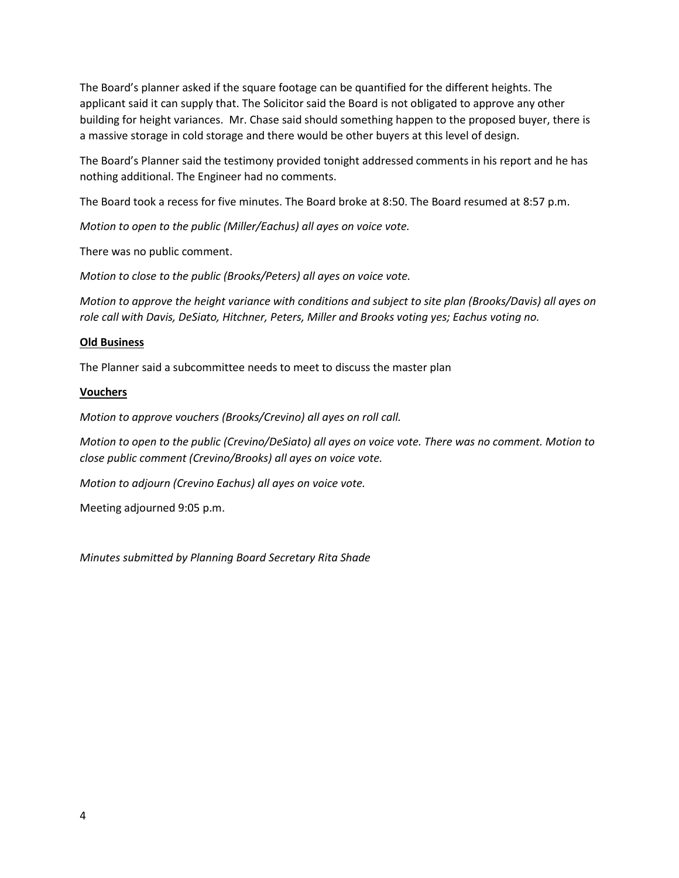The Board's planner asked if the square footage can be quantified for the different heights. The applicant said it can supply that. The Solicitor said the Board is not obligated to approve any other building for height variances. Mr. Chase said should something happen to the proposed buyer, there is a massive storage in cold storage and there would be other buyers at this level of design.

The Board's Planner said the testimony provided tonight addressed comments in his report and he has nothing additional. The Engineer had no comments.

The Board took a recess for five minutes. The Board broke at 8:50. The Board resumed at 8:57 p.m.

*Motion to open to the public (Miller/Eachus) all ayes on voice vote.*

There was no public comment.

*Motion to close to the public (Brooks/Peters) all ayes on voice vote.*

*Motion to approve the height variance with conditions and subject to site plan (Brooks/Davis) all ayes on role call with Davis, DeSiato, Hitchner, Peters, Miller and Brooks voting yes; Eachus voting no.*

**Old Business**

The Planner said a subcommittee needs to meet to discuss the master plan

**Vouchers**

*Motion to approve vouchers (Brooks/Crevino) all ayes on roll call.*

*Motion to open to the public (Crevino/DeSiato) all ayes on voice vote. There was no comment. Motion to close public comment (Crevino/Brooks) all ayes on voice vote.*

*Motion to adjourn (Crevino Eachus) all ayes on voice vote.*

Meeting adjourned 9:05 p.m.

*Minutes submitted by Planning Board Secretary Rita Shade*